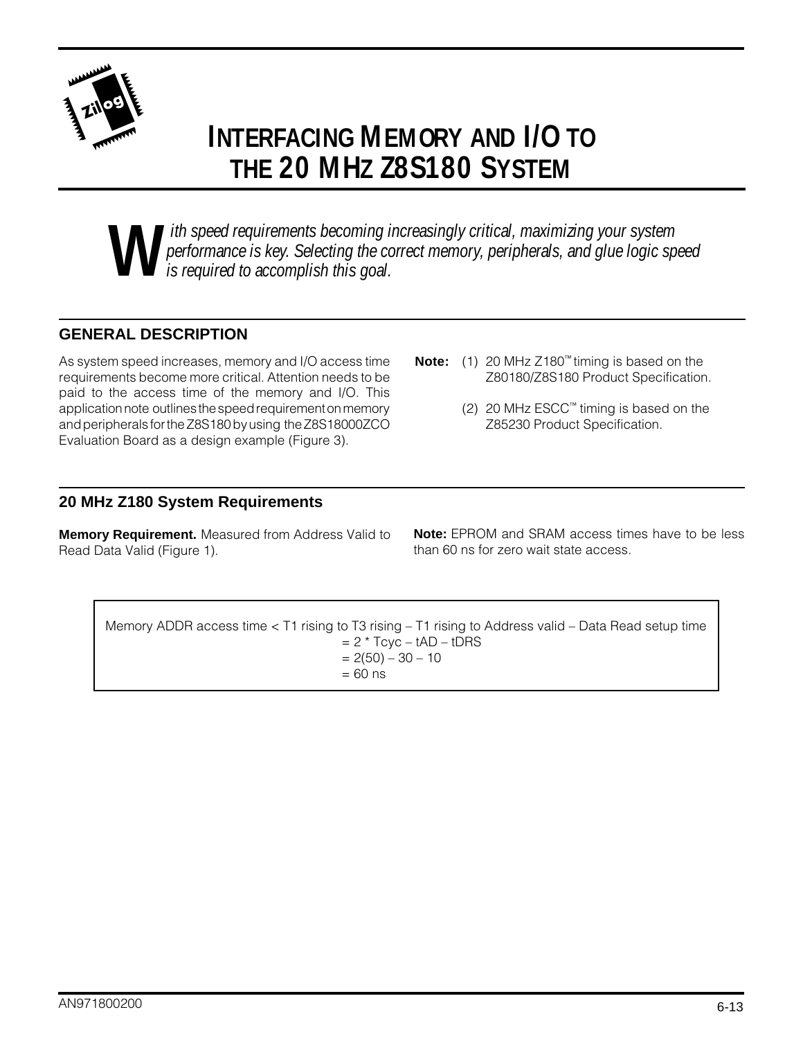# INTERFACING MEMORY AND I/O TO THE 20 MHZ Z8S180 SYSTEM

*With speed requirements becoming increasingly critical, maximizing your system performance is key. Selecting the correct memory, peripherals, and glue logic speed is required to accomplish this goal.*

## GENERAL DESCRIPTION

As system speed increases, memory and I/O access time requirements become more critical. Attention needs to be paid to the access time of the memory and I/O. This application note outlines the speed requirement on memory and peripherals for the Z8S180 by using the Z8S18000ZCO Evaluation Board as a design example (Figure 3).

**Note:** (1) 20 MHz Z180™ timing is based on the Z80180/Z8S180 Product Specification.

(2) 20 MHz ESCC™ timing is based on the Z85230 Product Specification.

## 20 MHz Z180 System Requirements

**Memory Requirement.** Measured from Address Valid to Read Data Valid (Figure 1).

**Note:** EPROM and SRAM access times have to be less than 60 ns for zero wait state access.

Memory ADDR access time < T1 rising to T3 rising – T1 rising to Address valid – Data Read setup time
= 2 * Tcyc – tAD – tDRS
= 2(50) – 30 – 10
= 60 ns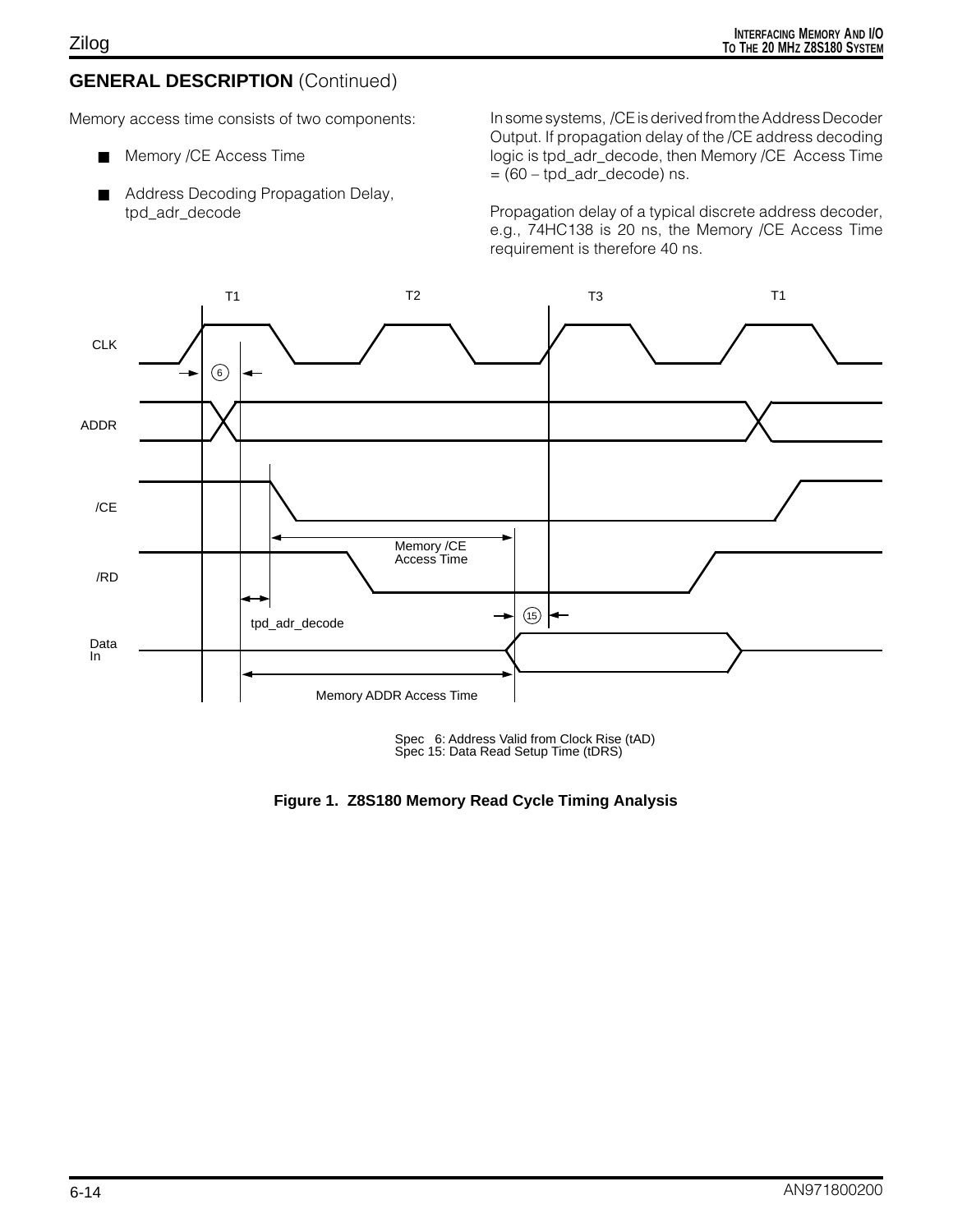## GENERAL DESCRIPTION (Continued)

Memory access time consists of two components:

- Memory /CE Access Time
- Address Decoding Propagation Delay, tpd_adr_decode

In some systems, /CE is derived from the Address Decoder Output. If propagation delay of the /CE address decoding logic is tpd_adr_decode, then Memory /CE Access Time = (60 – tpd_adr_decode) ns.

Propagation delay of a typical discrete address decoder, e.g., 74HC138 is 20 ns, the Memory /CE Access Time requirement is therefore 40 ns.

Spec 6: Address Valid from Clock Rise (tAD)
Spec 15: Data Read Setup Time (tDRS)

**Figure 1. Z8S180 Memory Read Cycle Timing Analysis**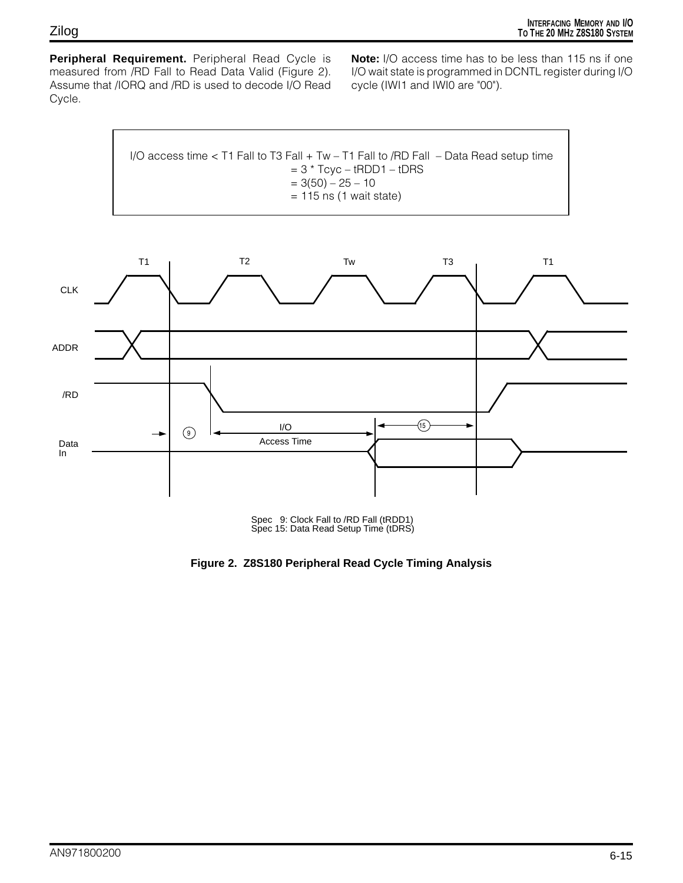**Peripheral Requirement.** Peripheral Read Cycle is measured from /RD Fall to Read Data Valid (Figure 2). Assume that /IORQ and /RD is used to decode I/O Read Cycle.

**Note:** I/O access time has to be less than 115 ns if one I/O wait state is programmed in DCNTL register during I/O cycle (IWI1 and IWI0 are "00").

```
I/O access time < T1 Fall to T3 Fall + Tw – T1 Fall to /RD Fall – Data Read setup time
                = 3 * Tcyc – tRDD1 – tDRS
                = 3(50) – 25 – 10
                = 115 ns (1 wait state)
```

Spec 9: Clock Fall to /RD Fall (tRDD1)
Spec 15: Data Read Setup Time (tDRS)

**Figure 2. Z8S180 Peripheral Read Cycle Timing Analysis**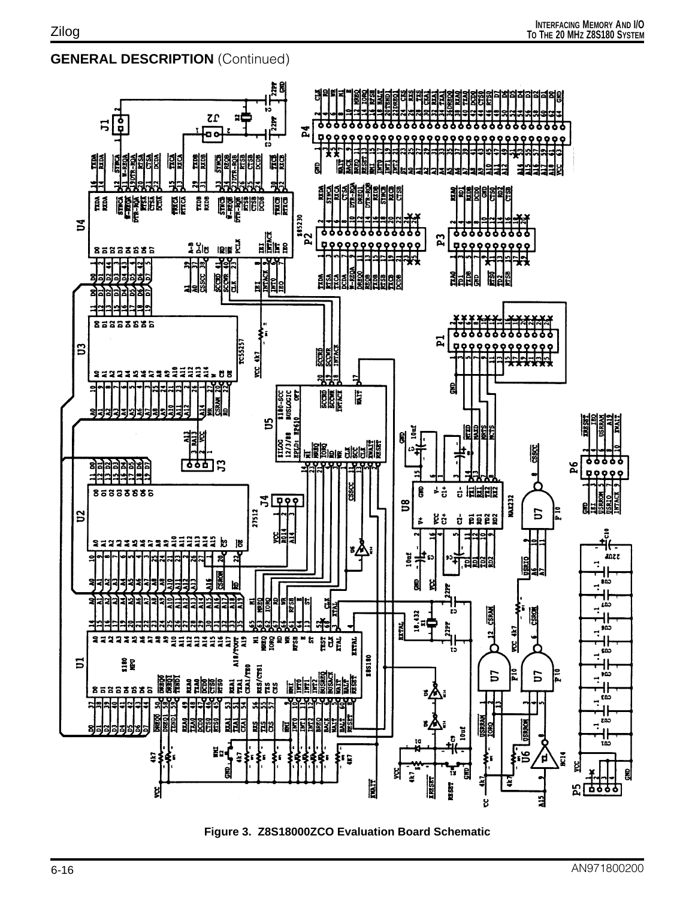## GENERAL DESCRIPTION (Continued)

Figure 3. Z8S18000ZCO Evaluation Board Schematic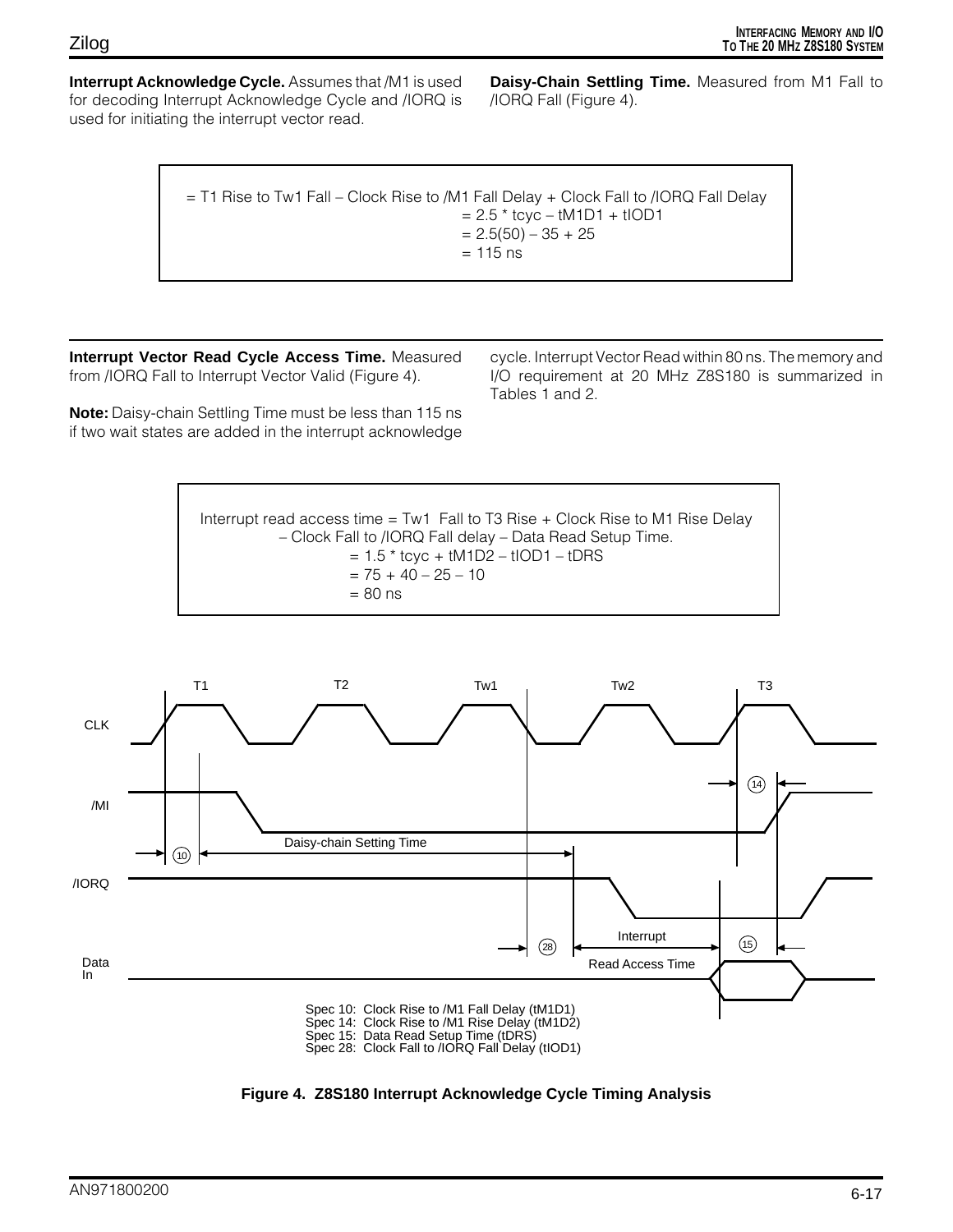**Interrupt Acknowledge Cycle.** Assumes that /M1 is used for decoding Interrupt Acknowledge Cycle and /IORQ is used for initiating the interrupt vector read.

**Daisy-Chain Settling Time.** Measured from M1 Fall to /IORQ Fall (Figure 4).

```
= T1 Rise to Tw1 Fall – Clock Rise to /M1 Fall Delay + Clock Fall to /IORQ Fall Delay
                                    = 2.5 * tcyc – tM1D1 + tIOD1
                                    = 2.5(50) – 35 + 25
                                    = 115 ns
```

**Interrupt Vector Read Cycle Access Time.** Measured from /IORQ Fall to Interrupt Vector Valid (Figure 4).

**Note:** Daisy-chain Settling Time must be less than 115 ns if two wait states are added in the interrupt acknowledge cycle. Interrupt Vector Read within 80 ns. The memory and I/O requirement at 20 MHz Z8S180 is summarized in Tables 1 and 2.

```
Interrupt read access time = Tw1 Fall to T3 Rise + Clock Rise to M1 Rise Delay
          – Clock Fall to /IORQ Fall delay – Data Read Setup Time.
                    = 1.5 * tcyc + tM1D2 – tIOD1 – tDRS
                    = 75 + 40 – 25 – 10
                    = 80 ns
```

Spec 10: Clock Rise to /M1 Fall Delay (tM1D1)
Spec 14: Clock Rise to /M1 Rise Delay (tM1D2)
Spec 15: Data Read Setup Time (tDRS)
Spec 28: Clock Fall to /IORQ Fall Delay (tIOD1)

**Figure 4. Z8S180 Interrupt Acknowledge Cycle Timing Analysis**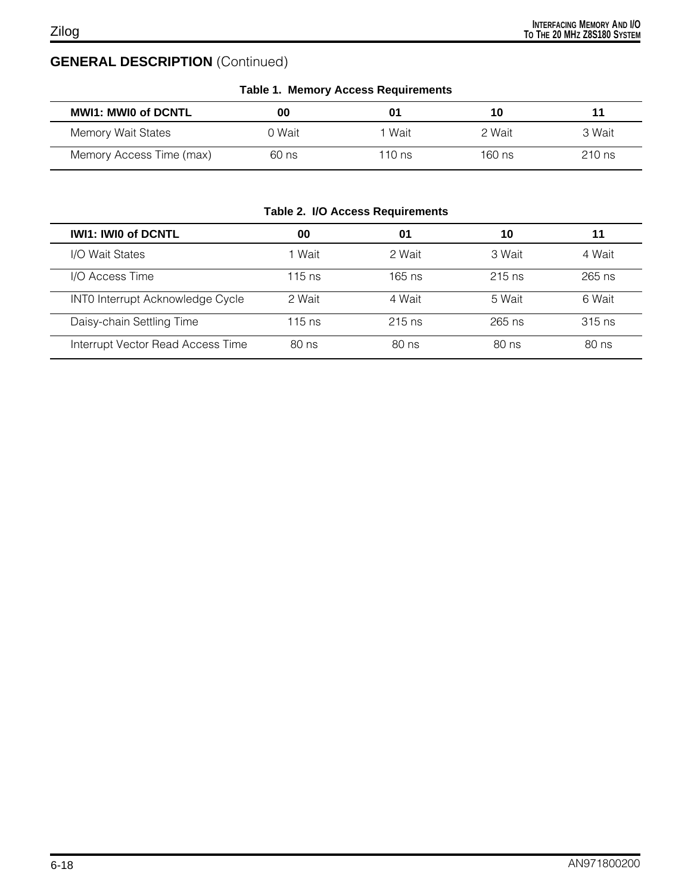## GENERAL DESCRIPTION (Continued)

**Table 1. Memory Access Requirements**

| MWI1: MWI0 of DCNTL | 00 | 01 | 10 | 11 |
|---|---|---|---|---|
| Memory Wait States | 0 Wait | 1 Wait | 2 Wait | 3 Wait |
| Memory Access Time (max) | 60 ns | 110 ns | 160 ns | 210 ns |

**Table 2. I/O Access Requirements**

| IWI1: IWI0 of DCNTL | 00 | 01 | 10 | 11 |
|---|---|---|---|---|
| I/O Wait States | 1 Wait | 2 Wait | 3 Wait | 4 Wait |
| I/O Access Time | 115 ns | 165 ns | 215 ns | 265 ns |
| INT0 Interrupt Acknowledge Cycle | 2 Wait | 4 Wait | 5 Wait | 6 Wait |
| Daisy-chain Settling Time | 115 ns | 215 ns | 265 ns | 315 ns |
| Interrupt Vector Read Access Time | 80 ns | 80 ns | 80 ns | 80 ns |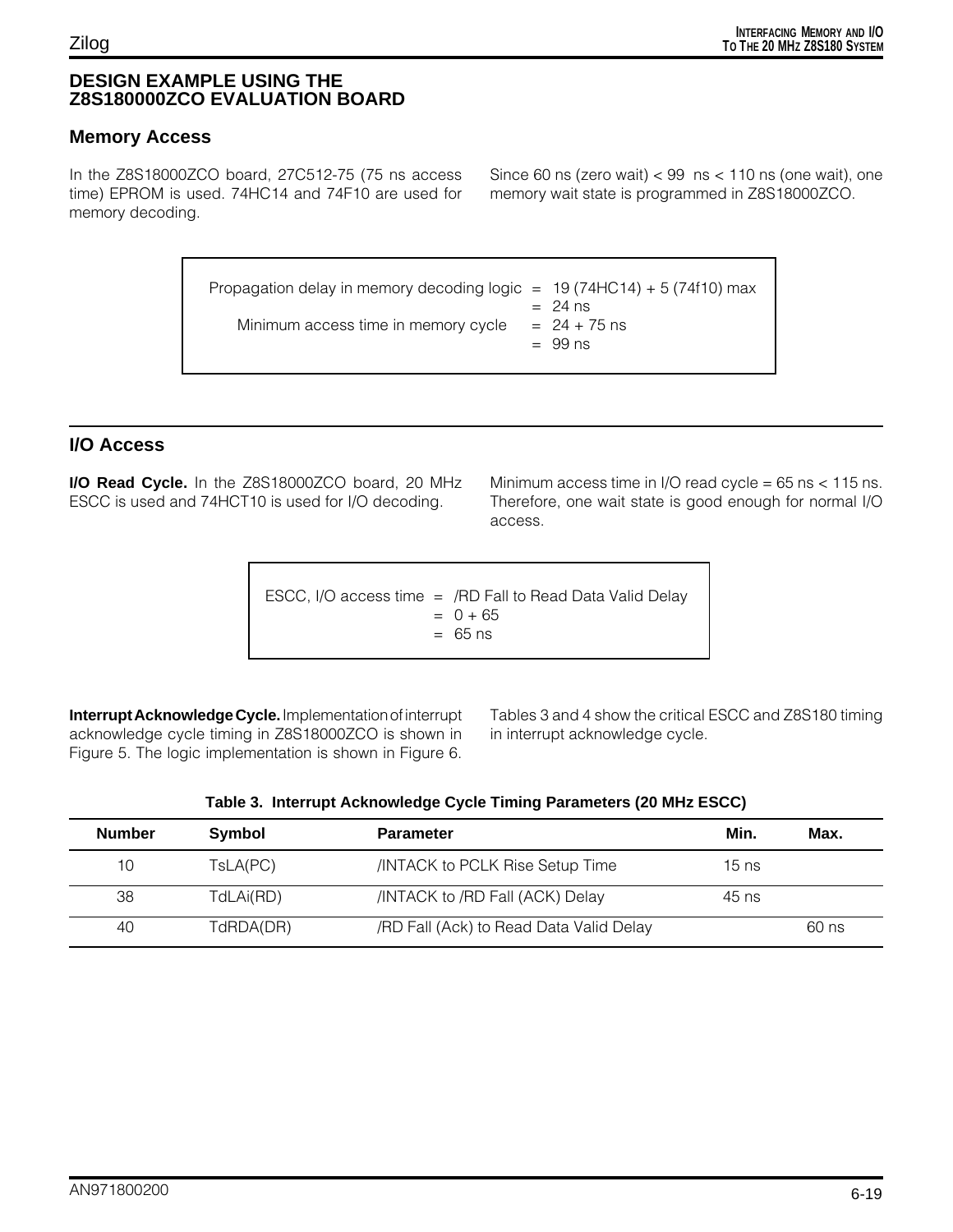## DESIGN EXAMPLE USING THE Z8S180000ZCO EVALUATION BOARD

### Memory Access

In the Z8S18000ZCO board, 27C512-75 (75 ns access time) EPROM is used. 74HC14 and 74F10 are used for memory decoding.

Since 60 ns (zero wait) < 99 ns < 110 ns (one wait), one memory wait state is programmed in Z8S18000ZCO.

```
Propagation delay in memory decoding logic  =  19 (74HC14) + 5 (74f10) max
                                            =  24 ns
       Minimum access time in memory cycle  =  24 + 75 ns
                                            =  99 ns
```

### I/O Access

**I/O Read Cycle.** In the Z8S18000ZCO board, 20 MHz ESCC is used and 74HCT10 is used for I/O decoding.

Minimum access time in I/O read cycle = 65 ns < 115 ns. Therefore, one wait state is good enough for normal I/O access.

```
ESCC, I/O access time  =  /RD Fall to Read Data Valid Delay
                       =  0 + 65
                       =  65 ns
```

**Interrupt Acknowledge Cycle.** Implementation of interrupt acknowledge cycle timing in Z8S18000ZCO is shown in Figure 5. The logic implementation is shown in Figure 6.

Tables 3 and 4 show the critical ESCC and Z8S180 timing in interrupt acknowledge cycle.

**Table 3. Interrupt Acknowledge Cycle Timing Parameters (20 MHz ESCC)**

| Number | Symbol | Parameter | Min. | Max. |
|---|---|---|---|---|
| 10 | TsLA(PC) | /INTACK to PCLK Rise Setup Time | 15 ns | |
| 38 | TdLAi(RD) | /INTACK to /RD Fall (ACK) Delay | 45 ns | |
| 40 | TdRDA(DR) | /RD Fall (Ack) to Read Data Valid Delay | | 60 ns |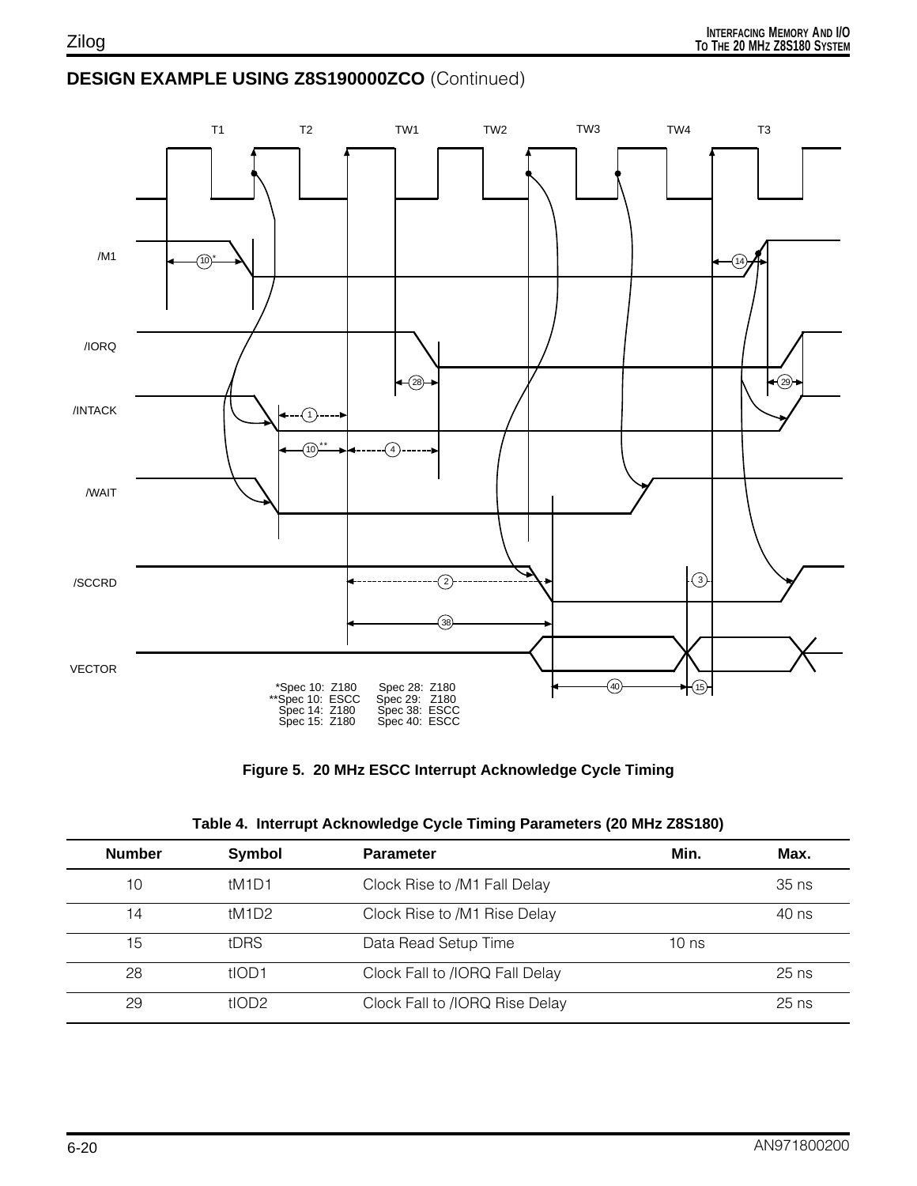## DESIGN EXAMPLE USING Z8S190000ZCO (Continued)

*Spec 10: Z180
**Spec 10: ESCC
Spec 14: Z180
Spec 15: Z180
Spec 28: Z180
Spec 29: Z180
Spec 38: ESCC
Spec 40: ESCC

**Figure 5. 20 MHz ESCC Interrupt Acknowledge Cycle Timing**

**Table 4. Interrupt Acknowledge Cycle Timing Parameters (20 MHz Z8S180)**

| Number | Symbol | Parameter | Min. | Max. |
|---|---|---|---|---|
| 10 | tM1D1 | Clock Rise to /M1 Fall Delay | | 35 ns |
| 14 | tM1D2 | Clock Rise to /M1 Rise Delay | | 40 ns |
| 15 | tDRS | Data Read Setup Time | 10 ns | |
| 28 | tIOD1 | Clock Fall to /IORQ Fall Delay | | 25 ns |
| 29 | tIOD2 | Clock Fall to /IORQ Rise Delay | | 25 ns |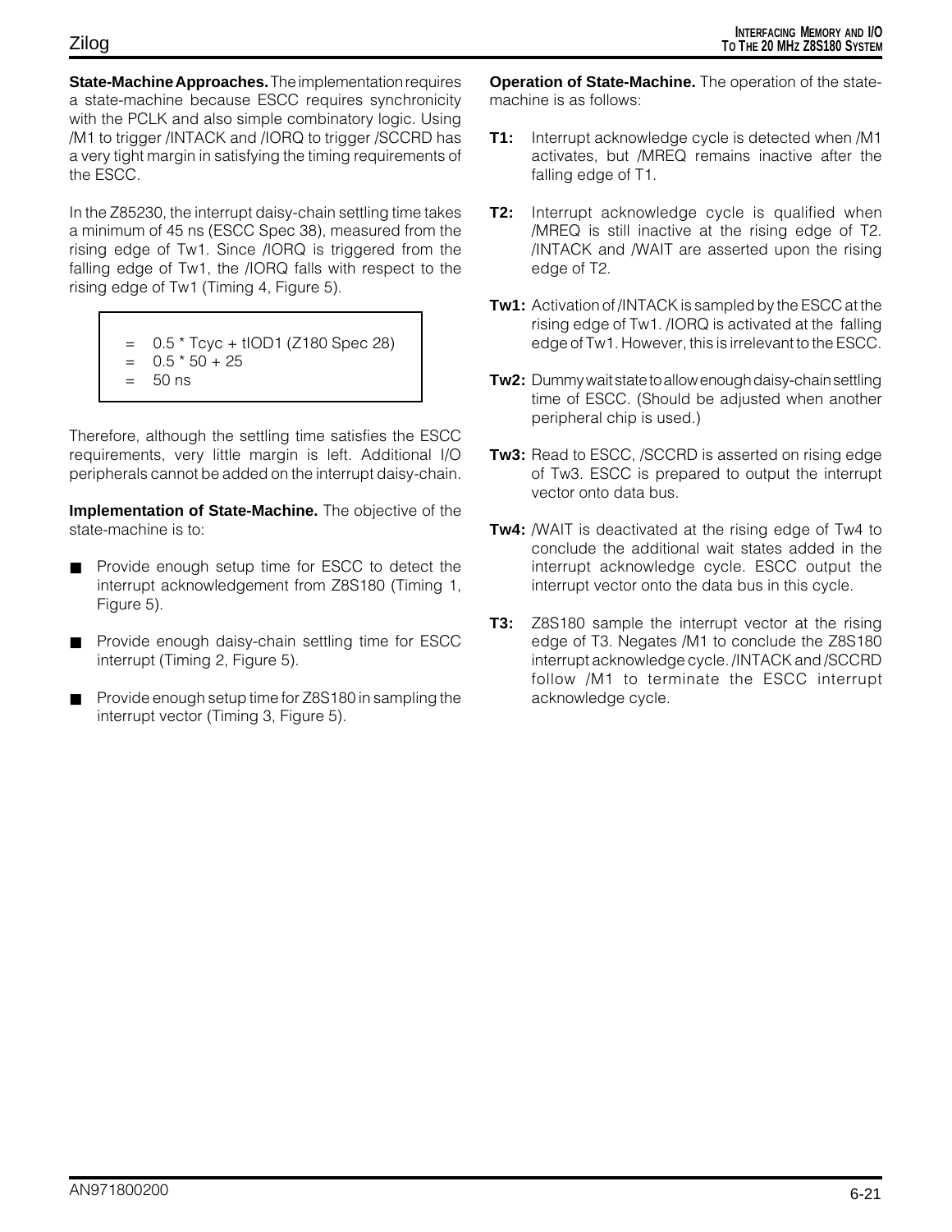**State-Machine Approaches.** The implementation requires a state-machine because ESCC requires synchronicity with the PCLK and also simple combinatory logic. Using /M1 to trigger /INTACK and /IORQ to trigger /SCCRD has a very tight margin in satisfying the timing requirements of the ESCC.

In the Z85230, the interrupt daisy-chain settling time takes a minimum of 45 ns (ESCC Spec 38), measured from the rising edge of Tw1. Since /IORQ is triggered from the falling edge of Tw1, the /IORQ falls with respect to the rising edge of Tw1 (Timing 4, Figure 5).

```
=   0.5 * Tcyc + tIOD1 (Z180 Spec 28)
=   0.5 * 50 + 25
=   50 ns
```

Therefore, although the settling time satisfies the ESCC requirements, very little margin is left. Additional I/O peripherals cannot be added on the interrupt daisy-chain.

**Implementation of State-Machine.** The objective of the state-machine is to:

- Provide enough setup time for ESCC to detect the interrupt acknowledgement from Z8S180 (Timing 1, Figure 5).
- Provide enough daisy-chain settling time for ESCC interrupt (Timing 2, Figure 5).
- Provide enough setup time for Z8S180 in sampling the interrupt vector (Timing 3, Figure 5).

**Operation of State-Machine.** The operation of the state-machine is as follows:

**T1:** Interrupt acknowledge cycle is detected when /M1 activates, but /MREQ remains inactive after the falling edge of T1.

**T2:** Interrupt acknowledge cycle is qualified when /MREQ is still inactive at the rising edge of T2. /INTACK and /WAIT are asserted upon the rising edge of T2.

**Tw1:** Activation of /INTACK is sampled by the ESCC at the rising edge of Tw1. /IORQ is activated at the falling edge of Tw1. However, this is irrelevant to the ESCC.

**Tw2:** Dummy wait state to allow enough daisy-chain settling time of ESCC. (Should be adjusted when another peripheral chip is used.)

**Tw3:** Read to ESCC, /SCCRD is asserted on rising edge of Tw3. ESCC is prepared to output the interrupt vector onto data bus.

**Tw4:** /WAIT is deactivated at the rising edge of Tw4 to conclude the additional wait states added in the interrupt acknowledge cycle. ESCC output the interrupt vector onto the data bus in this cycle.

**T3:** Z8S180 sample the interrupt vector at the rising edge of T3. Negates /M1 to conclude the Z8S180 interrupt acknowledge cycle. /INTACK and /SCCRD follow /M1 to terminate the ESCC interrupt acknowledge cycle.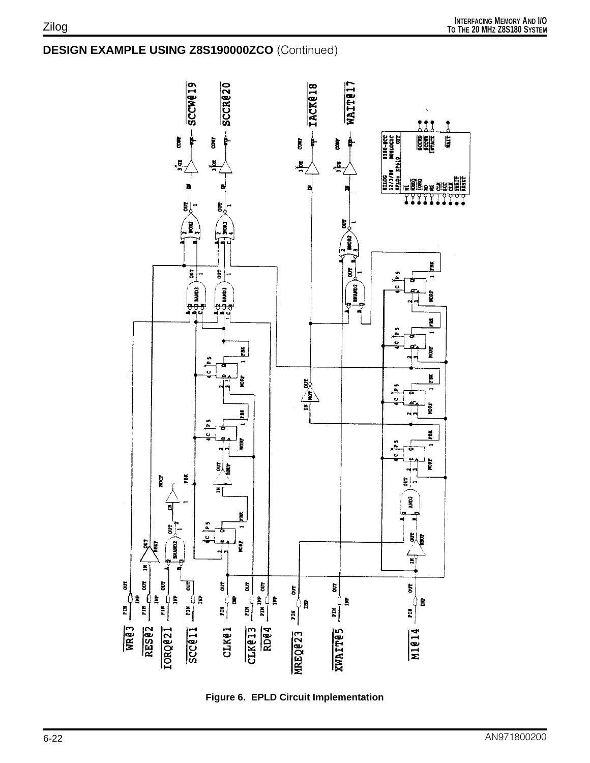## DESIGN EXAMPLE USING Z8S190000ZCO (Continued)

**Figure 6. EPLD Circuit Implementation**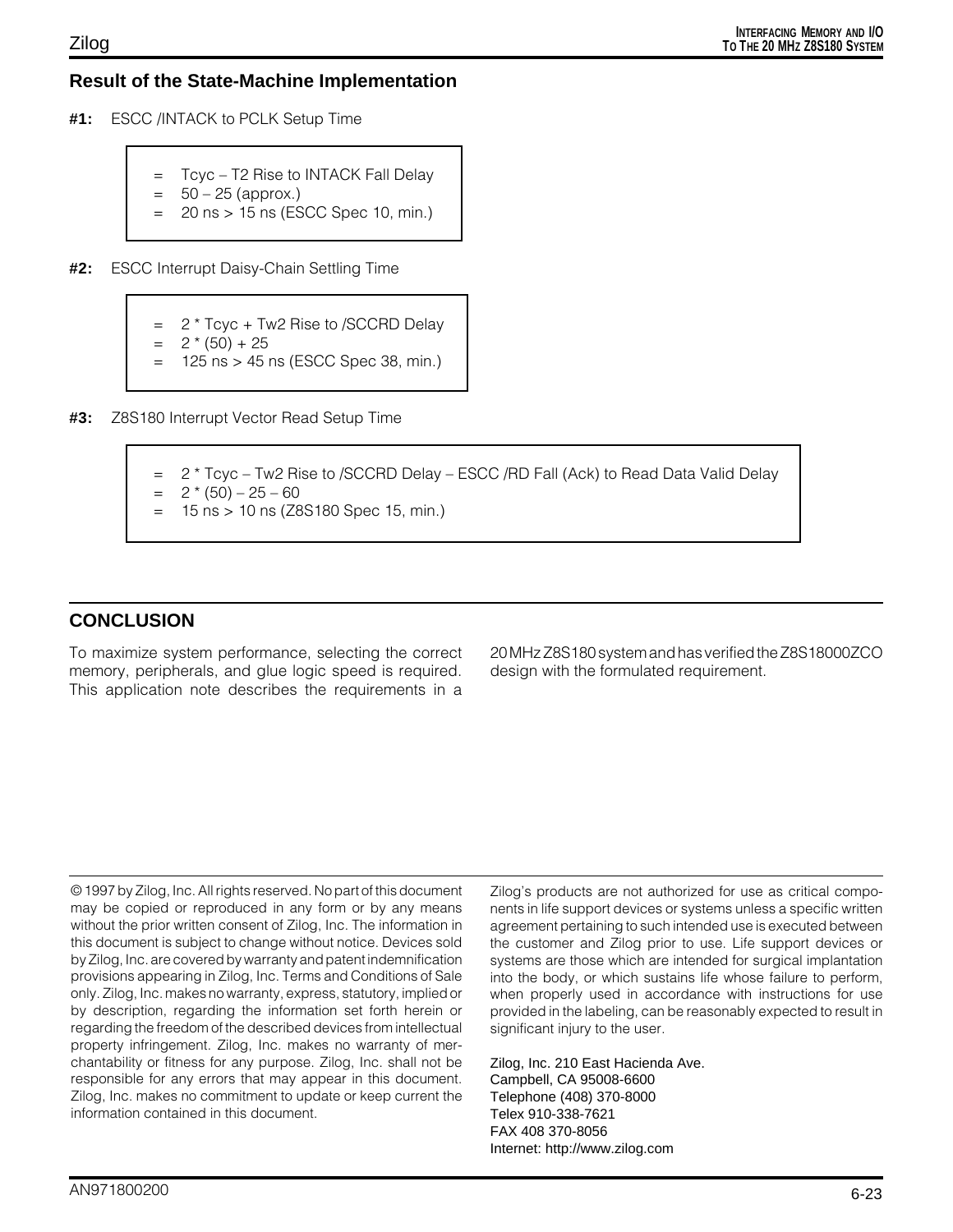## Result of the State-Machine Implementation

**#1:** ESCC /INTACK to PCLK Setup Time

```
= Tcyc – T2 Rise to INTACK Fall Delay
= 50 – 25 (approx.)
= 20 ns > 15 ns (ESCC Spec 10, min.)
```

**#2:** ESCC Interrupt Daisy-Chain Settling Time

```
= 2 * Tcyc + Tw2 Rise to /SCCRD Delay
= 2 * (50) + 25
= 125 ns > 45 ns (ESCC Spec 38, min.)
```

**#3:** Z8S180 Interrupt Vector Read Setup Time

```
= 2 * Tcyc – Tw2 Rise to /SCCRD Delay – ESCC /RD Fall (Ack) to Read Data Valid Delay
= 2 * (50) – 25 – 60
= 15 ns > 10 ns (Z8S180 Spec 15, min.)
```

## CONCLUSION

To maximize system performance, selecting the correct memory, peripherals, and glue logic speed is required. This application note describes the requirements in a 20 MHz Z8S180 system and has verified the Z8S18000ZCO design with the formulated requirement.

© 1997 by Zilog, Inc. All rights reserved. No part of this document may be copied or reproduced in any form or by any means without the prior written consent of Zilog, Inc. The information in this document is subject to change without notice. Devices sold by Zilog, Inc. are covered by warranty and patent indemnification provisions appearing in Zilog, Inc. Terms and Conditions of Sale only. Zilog, Inc. makes no warranty, express, statutory, implied or by description, regarding the information set forth herein or regarding the freedom of the described devices from intellectual property infringement. Zilog, Inc. makes no warranty of merchantability or fitness for any purpose. Zilog, Inc. shall not be responsible for any errors that may appear in this document. Zilog, Inc. makes no commitment to update or keep current the information contained in this document.

Zilog's products are not authorized for use as critical components in life support devices or systems unless a specific written agreement pertaining to such intended use is executed between the customer and Zilog prior to use. Life support devices or systems are those which are intended for surgical implantation into the body, or which sustains life whose failure to perform, when properly used in accordance with instructions for use provided in the labeling, can be reasonably expected to result in significant injury to the user.

Zilog, Inc. 210 East Hacienda Ave.
Campbell, CA 95008-6600
Telephone (408) 370-8000
Telex 910-338-7621
FAX 408 370-8056
Internet: http://www.zilog.com